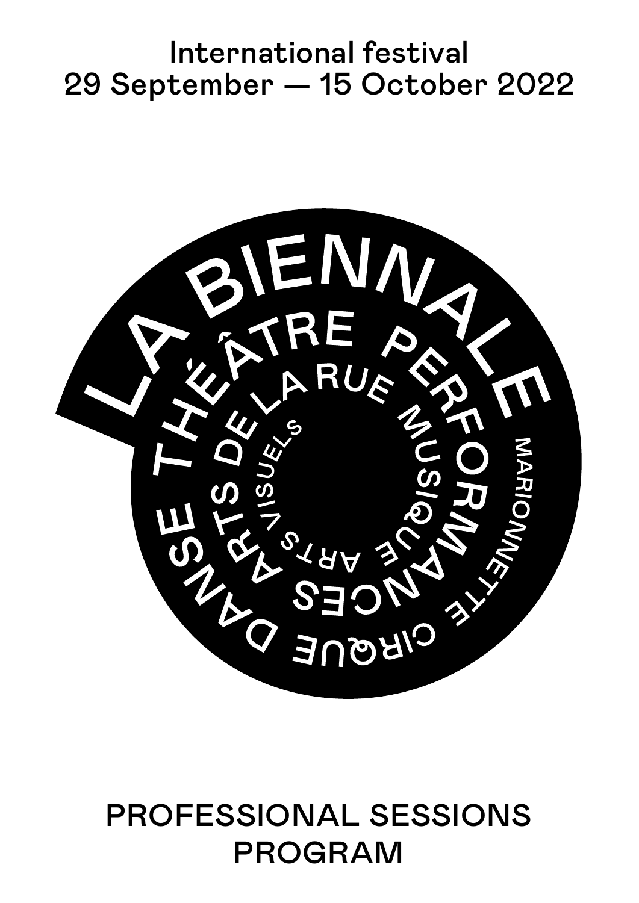International festival
29 September — 15 October 2022

# LA BIENNALE

THÉÂTRE PERFORMANCES DANSE ARTS DE LA RUE MUSIQUE ARTS VISUELS MARIONNETTE CIRQUE

# PROFESSIONAL SESSIONS PROGRAM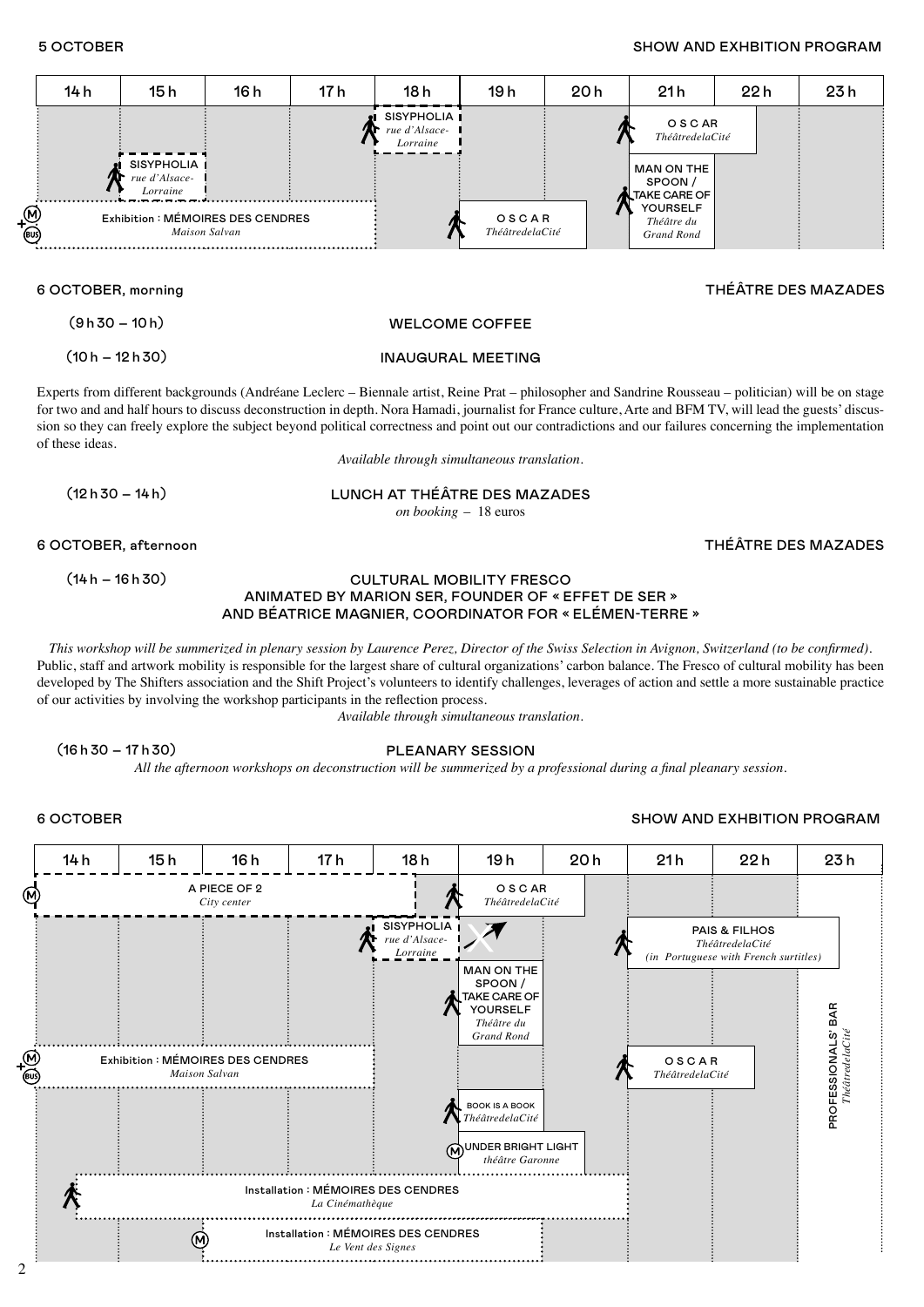## 5 OCTOBER

**SHOW AND EXHIBITION PROGRAM**

| 14 h | 15 h | 16 h | 17 h | 18 h | 19 h | 20 h | 21 h | 22 h | 23 h |
|---|---|---|---|---|---|---|---|---|---|
| | | | | SISYPHOLIA *rue d'Alsace-Lorraine* | | | OSCAR *ThéâtredelaCité* | | |
| | SISYPHOLIA *rue d'Alsace-Lorraine* | | | | | | MAN ON THE SPOON / TAKE CARE OF YOURSELF *Théâtre du Grand Rond* | | |
| Exhibition : MÉMOIRES DES CENDRES *Maison Salvan* | | | | | OSCAR *ThéâtredelaCité* | | | | |

## 6 OCTOBER, morning

**THÉÂTRE DES MAZADES**

(9 h 30 – 10 h) **WELCOME COFFEE**

(10 h – 12 h 30) **INAUGURAL MEETING**

Experts from different backgrounds (Andréane Leclerc – Biennale artist, Reine Prat – philosopher and Sandrine Rousseau – politician) will be on stage for two and and half hours to discuss deconstruction in depth. Nora Hamadi, journalist for France culture, Arte and BFM TV, will lead the guests' discussion so they can freely explore the subject beyond political correctness and point out our contradictions and our failures concerning the implementation of these ideas.

*Available through simultaneous translation.*

(12 h 30 – 14 h) **LUNCH AT THÉÂTRE DES MAZADES**

*on booking* – 18 euros

## 6 OCTOBER, afternoon

**THÉÂTRE DES MAZADES**

(14 h – 16 h 30) **CULTURAL MOBILITY FRESCO ANIMATED BY MARION SER, FOUNDER OF « EFFET DE SER » AND BÉATRICE MAGNIER, COORDINATOR FOR « ELÉMEN-TERRE »**

*This workshop will be summerized in plenary session by Laurence Perez, Director of the Swiss Selection in Avignon, Switzerland (to be confirmed).*
Public, staff and artwork mobility is responsible for the largest share of cultural organizations' carbon balance. The Fresco of cultural mobility has been developed by The Shifters association and the Shift Project's volunteers to identify challenges, leverages of action and settle a more sustainable practice of our activities by involving the workshop participants in the reflection process.

*Available through simultaneous translation.*

(16 h 30 – 17 h 30) **PLEANARY SESSION**

*All the afternoon workshops on deconstruction will be summerized by a professional during a final pleanary session.*

## 6 OCTOBER

**SHOW AND EXHIBITION PROGRAM**

| 14 h | 15 h | 16 h | 17 h | 18 h | 19 h | 20 h | 21 h | 22 h | 23 h |
|---|---|---|---|---|---|---|---|---|---|
| A PIECE OF 2 *City center* | | | | | OSCAR *ThéâtredelaCité* | | | | PROFESSIONALS' BAR *ThéâtredelaCité* |
| | | | | SISYPHOLIA *rue d'Alsace-Lorraine* | ~~(cancelled)~~ | | PAIS & FILHOS *ThéâtredelaCité* *(in Portuguese with French surtitles)* | | |
| | | | | | MAN ON THE SPOON / TAKE CARE OF YOURSELF *Théâtre du Grand Rond* | | | | |
| Exhibition : MÉMOIRES DES CENDRES *Maison Salvan* | | | | | | | OSCAR *ThéâtredelaCité* | | |
| | | | | | BOOK IS A BOOK *ThéâtredelaCité* | | | | |
| | | | | | UNDER BRIGHT LIGHT *théâtre Garonne* | | | | |
| Installation : MÉMOIRES DES CENDRES *La Cinémathèque* | | | | | | | | | |
| | | Installation : MÉMOIRES DES CENDRES *Le Vent des Signes* | | | | | | | |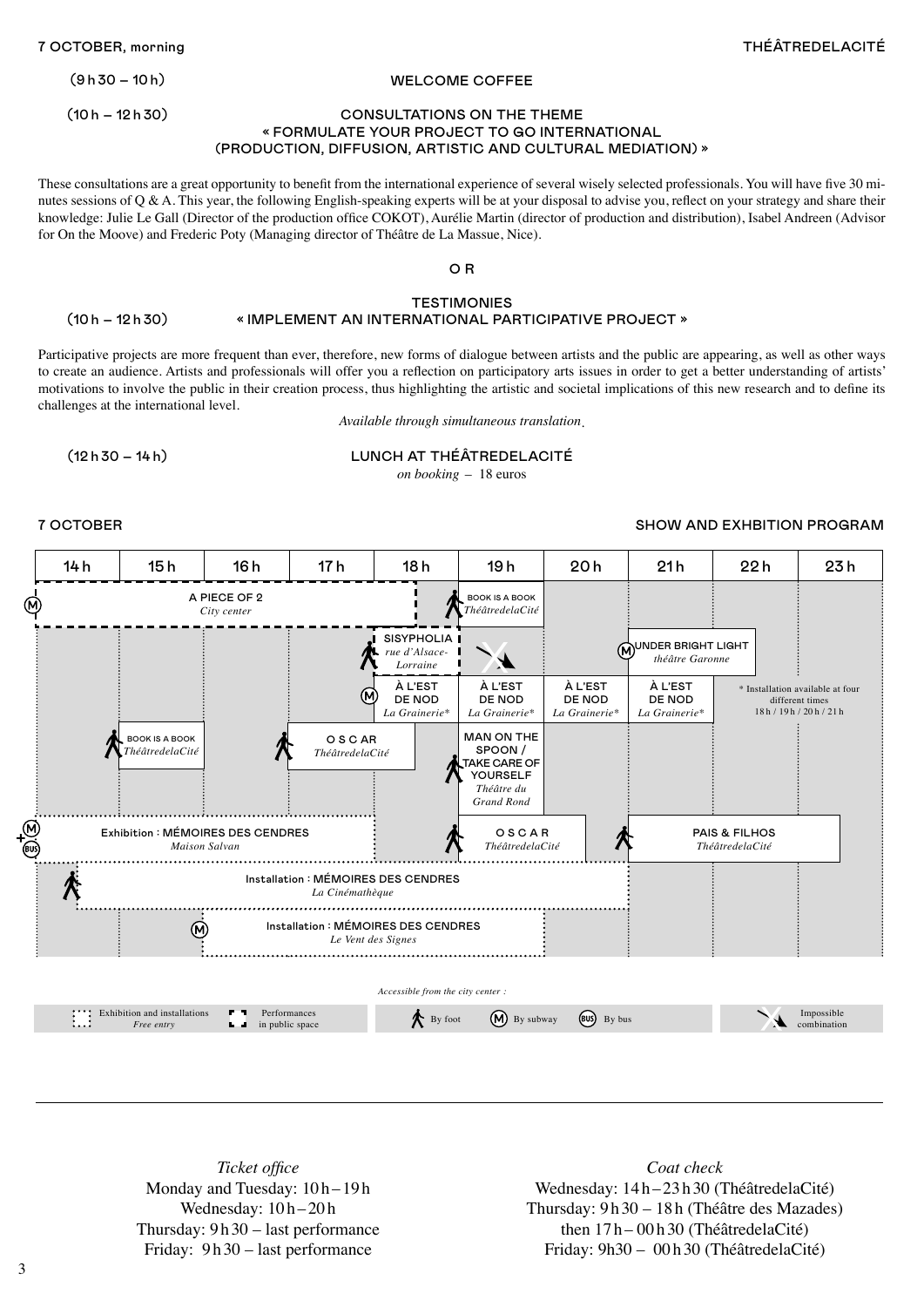7 OCTOBER, morning

(9 h 30 – 10 h) WELCOME COFFEE

(10 h – 12 h 30) CONSULTATIONS ON THE THEME
« FORMULATE YOUR PROJECT TO GO INTERNATIONAL (PRODUCTION, DIFFUSION, ARTISTIC AND CULTURAL MEDIATION) »

These consultations are a great opportunity to benefit from the international experience of several wisely selected professionals. You will have five 30 minutes sessions of Q & A. This year, the following English-speaking experts will be at your disposal to advise you, reflect on your strategy and share their knowledge: Julie Le Gall (Director of the production office COKOT), Aurélie Martin (director of production and distribution), Isabel Andreen (Advisor for On the Moove) and Frederic Poty (Managing director of Théâtre de La Massue, Nice).

O R

(10 h – 12 h 30) TESTIMONIES
« IMPLEMENT AN INTERNATIONAL PARTICIPATIVE PROJECT »

Participative projects are more frequent than ever, therefore, new forms of dialogue between artists and the public are appearing, as well as other ways to create an audience. Artists and professionals will offer you a reflection on participatory arts issues in order to get a better understanding of artists' motivations to involve the public in their creation process, thus highlighting the artistic and societal implications of this new research and to define its challenges at the international level.

*Available through simultaneous translation.*

(12 h 30 – 14 h) LUNCH AT THÉÂTREDELACITÉ
*on booking* – 18 euros

7 OCTOBER — SHOW AND EXHIBITION PROGRAM

14 h | 15 h | 16 h | 17 h | 18 h | 19 h | 20 h | 21 h | 22 h | 23 h

- A PIECE OF 2 — *City center* (14 h – 18 h 30) (By subway)
- BOOK IS A BOOK — *ThéâtredelaCité* (18 h 30 – 19 h 30) (By foot)
- SISYPHOLIA — *rue d'Alsace-Lorraine* (18 h – 18 h 45) (By foot)
- Impossible combination (19 h)
- UNDER BRIGHT LIGHT — *théâtre Garonne* (21 h) (By subway)
- À L'EST DE NOD — *La Grainerie\** (18 h, 19 h, 20 h, 21 h) (By subway)
- \* Installation available at four different times 18 h / 19 h / 20 h / 21 h
- BOOK IS A BOOK — *ThéâtredelaCité* (15 h) (By foot)
- O S C A R — *ThéâtredelaCité* (17 h) (By foot)
- MAN ON THE SPOON / TAKE CARE OF YOURSELF — *Théâtre du Grand Rond* (19 h) (By foot)
- Exhibition : MÉMOIRES DES CENDRES — *Maison Salvan* (14 h – 18 h) (By subway + bus)
- O S C A R — *ThéâtredelaCité* (19 h) (By foot)
- PAIS & FILHOS — *ThéâtredelaCité* (21 h) (By foot)
- Installation : MÉMOIRES DES CENDRES — *La Cinémathèque* (14 h 30 – 21 h) (By foot)
- Installation : MÉMOIRES DES CENDRES — *Le Vent des Signes* (16 h – 20 h) (By subway)

Exhibition and installations *Free entry* — Performances in public space

*Accessible from the city center :* By foot — By subway — By bus

Impossible combination

*Ticket office*
Monday and Tuesday: 10 h – 19 h
Wednesday: 10 h – 20 h
Thursday: 9 h 30 – last performance
Friday: 9 h 30 – last performance

*Coat check*
Wednesday: 14 h – 23 h 30 (ThéâtredelaCité)
Thursday: 9 h 30 – 18 h (Théâtre des Mazades)
then 17 h – 00 h 30 (ThéâtredelaCité)
Friday: 9h30 – 00 h 30 (ThéâtredelaCité)